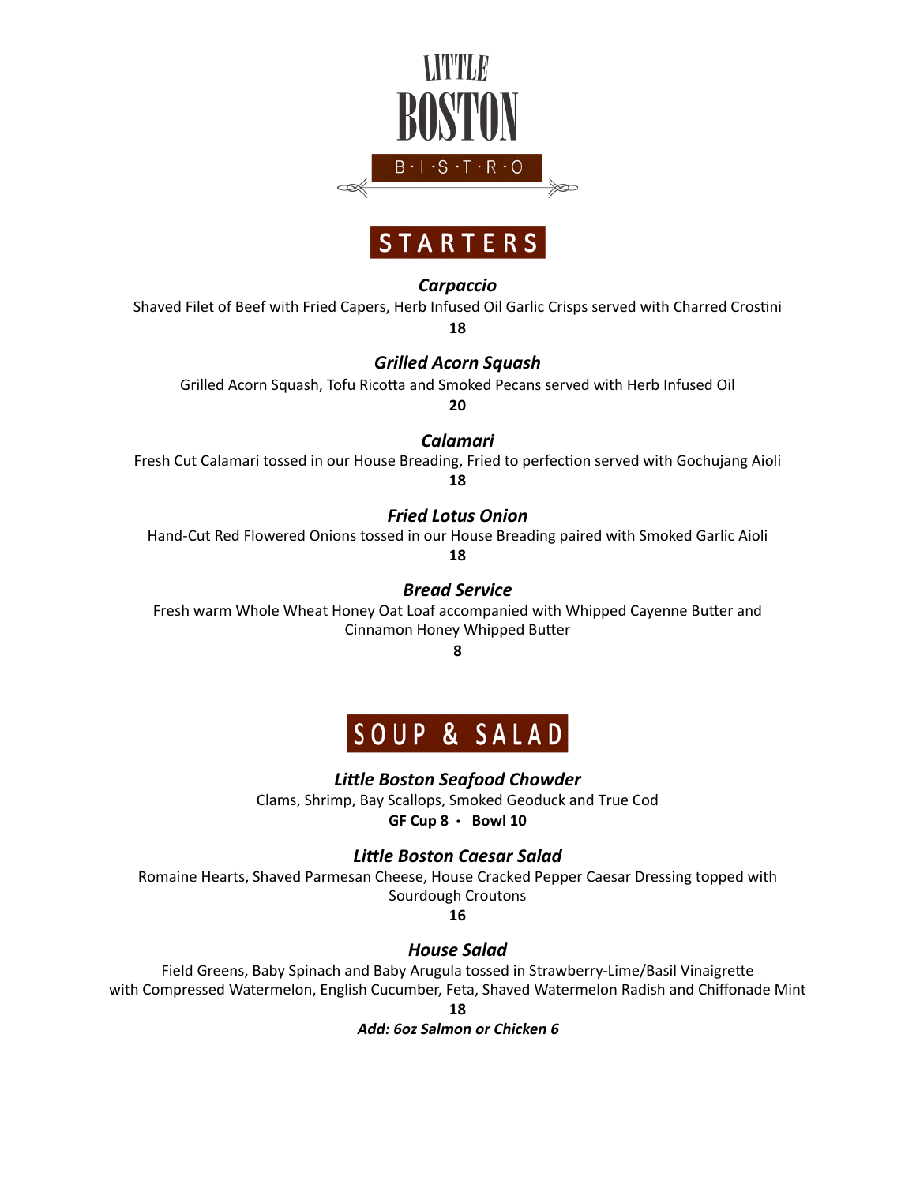# LITTLE BOSTON

B·I·S·T·R·O

## STARTERS

***Carpaccio***

Shaved Filet of Beef with Fried Capers, Herb Infused Oil Garlic Crisps served with Charred Crostini

**18**

***Grilled Acorn Squash***

Grilled Acorn Squash, Tofu Ricotta and Smoked Pecans served with Herb Infused Oil

**20**

***Calamari***

Fresh Cut Calamari tossed in our House Breading, Fried to perfection served with Gochujang Aioli

**18**

***Fried Lotus Onion***

Hand-Cut Red Flowered Onions tossed in our House Breading paired with Smoked Garlic Aioli

**18**

***Bread Service***

Fresh warm Whole Wheat Honey Oat Loaf accompanied with Whipped Cayenne Butter and Cinnamon Honey Whipped Butter

**8**

## SOUP & SALAD

***Little Boston Seafood Chowder***

Clams, Shrimp, Bay Scallops, Smoked Geoduck and True Cod

**GF Cup 8 • Bowl 10**

***Little Boston Caesar Salad***

Romaine Hearts, Shaved Parmesan Cheese, House Cracked Pepper Caesar Dressing topped with Sourdough Croutons

**16**

***House Salad***

Field Greens, Baby Spinach and Baby Arugula tossed in Strawberry-Lime/Basil Vinaigrette with Compressed Watermelon, English Cucumber, Feta, Shaved Watermelon Radish and Chiffonade Mint

**18**

***Add: 6oz Salmon or Chicken 6***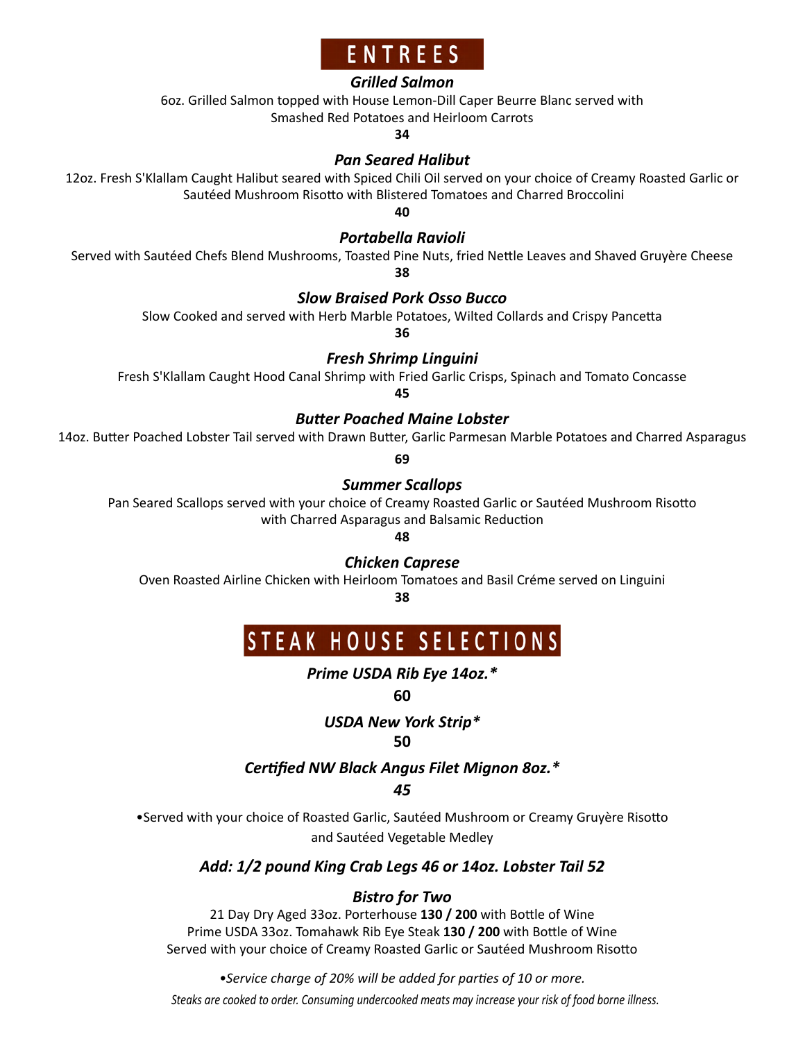# ENTREES

### *Grilled Salmon*

6oz. Grilled Salmon topped with House Lemon-Dill Caper Beurre Blanc served with Smashed Red Potatoes and Heirloom Carrots

**34**

### *Pan Seared Halibut*

12oz. Fresh S'Klallam Caught Halibut seared with Spiced Chili Oil served on your choice of Creamy Roasted Garlic or Sautéed Mushroom Risotto with Blistered Tomatoes and Charred Broccolini

**40**

### *Portabella Ravioli*

Served with Sautéed Chefs Blend Mushrooms, Toasted Pine Nuts, fried Nettle Leaves and Shaved Gruyère Cheese

**38**

### *Slow Braised Pork Osso Bucco*

Slow Cooked and served with Herb Marble Potatoes, Wilted Collards and Crispy Pancetta

**36**

### *Fresh Shrimp Linguini*

Fresh S'Klallam Caught Hood Canal Shrimp with Fried Garlic Crisps, Spinach and Tomato Concasse

**45**

### *Butter Poached Maine Lobster*

14oz. Butter Poached Lobster Tail served with Drawn Butter, Garlic Parmesan Marble Potatoes and Charred Asparagus

**69**

### *Summer Scallops*

Pan Seared Scallops served with your choice of Creamy Roasted Garlic or Sautéed Mushroom Risotto with Charred Asparagus and Balsamic Reduction

**48**

### *Chicken Caprese*

Oven Roasted Airline Chicken with Heirloom Tomatoes and Basil Créme served on Linguini

**38**

# STEAK HOUSE SELECTIONS

### *Prime USDA Rib Eye 14oz.**

**60**

### *USDA New York Strip**

**50**

### *Certified NW Black Angus Filet Mignon 8oz.**

***45***

•Served with your choice of Roasted Garlic, Sautéed Mushroom or Creamy Gruyère Risotto and Sautéed Vegetable Medley

### *Add: 1/2 pound King Crab Legs 46 or 14oz. Lobster Tail 52*

### *Bistro for Two*

21 Day Dry Aged 33oz. Porterhouse **130 / 200** with Bottle of Wine

Prime USDA 33oz. Tomahawk Rib Eye Steak **130 / 200** with Bottle of Wine

Served with your choice of Creamy Roasted Garlic or Sautéed Mushroom Risotto

*•Service charge of 20% will be added for parties of 10 or more.*

*Steaks are cooked to order. Consuming undercooked meats may increase your risk of food borne illness.*